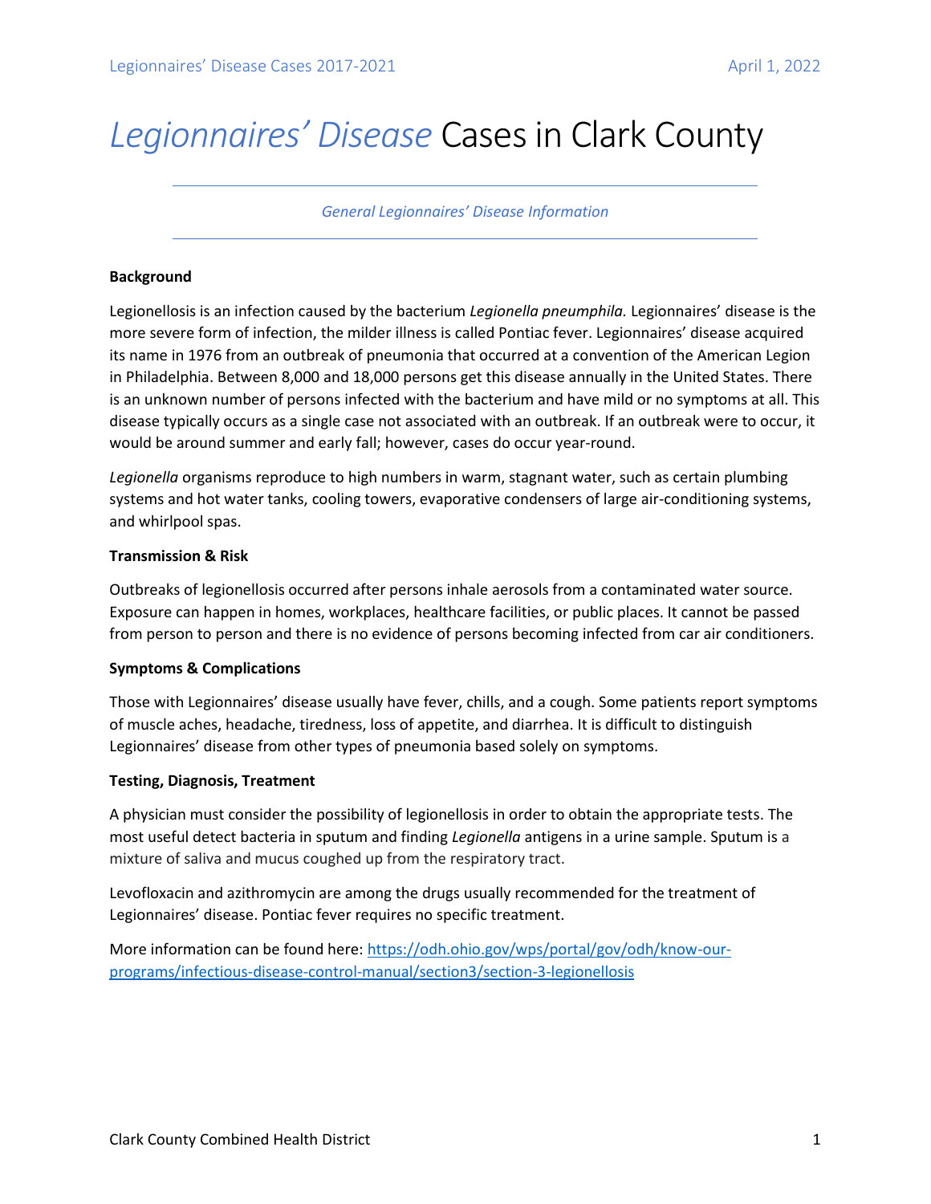// Legionnaires' Disease Cases in Clark County

# *Legionnaires' Disease* Cases in Clark County

*General Legionnaires' Disease Information*

**Background**

Legionellosis is an infection caused by the bacterium *Legionella pneumphila.* Legionnaires' disease is the more severe form of infection, the milder illness is called Pontiac fever. Legionnaires' disease acquired its name in 1976 from an outbreak of pneumonia that occurred at a convention of the American Legion in Philadelphia. Between 8,000 and 18,000 persons get this disease annually in the United States. There is an unknown number of persons infected with the bacterium and have mild or no symptoms at all. This disease typically occurs as a single case not associated with an outbreak. If an outbreak were to occur, it would be around summer and early fall; however, cases do occur year-round.

*Legionella* organisms reproduce to high numbers in warm, stagnant water, such as certain plumbing systems and hot water tanks, cooling towers, evaporative condensers of large air-conditioning systems, and whirlpool spas.

**Transmission & Risk**

Outbreaks of legionellosis occurred after persons inhale aerosols from a contaminated water source. Exposure can happen in homes, workplaces, healthcare facilities, or public places. It cannot be passed from person to person and there is no evidence of persons becoming infected from car air conditioners.

**Symptoms & Complications**

Those with Legionnaires' disease usually have fever, chills, and a cough. Some patients report symptoms of muscle aches, headache, tiredness, loss of appetite, and diarrhea. It is difficult to distinguish Legionnaires' disease from other types of pneumonia based solely on symptoms.

**Testing, Diagnosis, Treatment**

A physician must consider the possibility of legionellosis in order to obtain the appropriate tests. The most useful detect bacteria in sputum and finding *Legionella* antigens in a urine sample. Sputum is a mixture of saliva and mucus coughed up from the respiratory tract.

Levofloxacin and azithromycin are among the drugs usually recommended for the treatment of Legionnaires' disease. Pontiac fever requires no specific treatment.

More information can be found here: [https://odh.ohio.gov/wps/portal/gov/odh/know-our-programs/infectious-disease-control-manual/section3/section-3-legionellosis](https://odh.ohio.gov/wps/portal/gov/odh/know-our-programs/infectious-disease-control-manual/section3/section-3-legionellosis)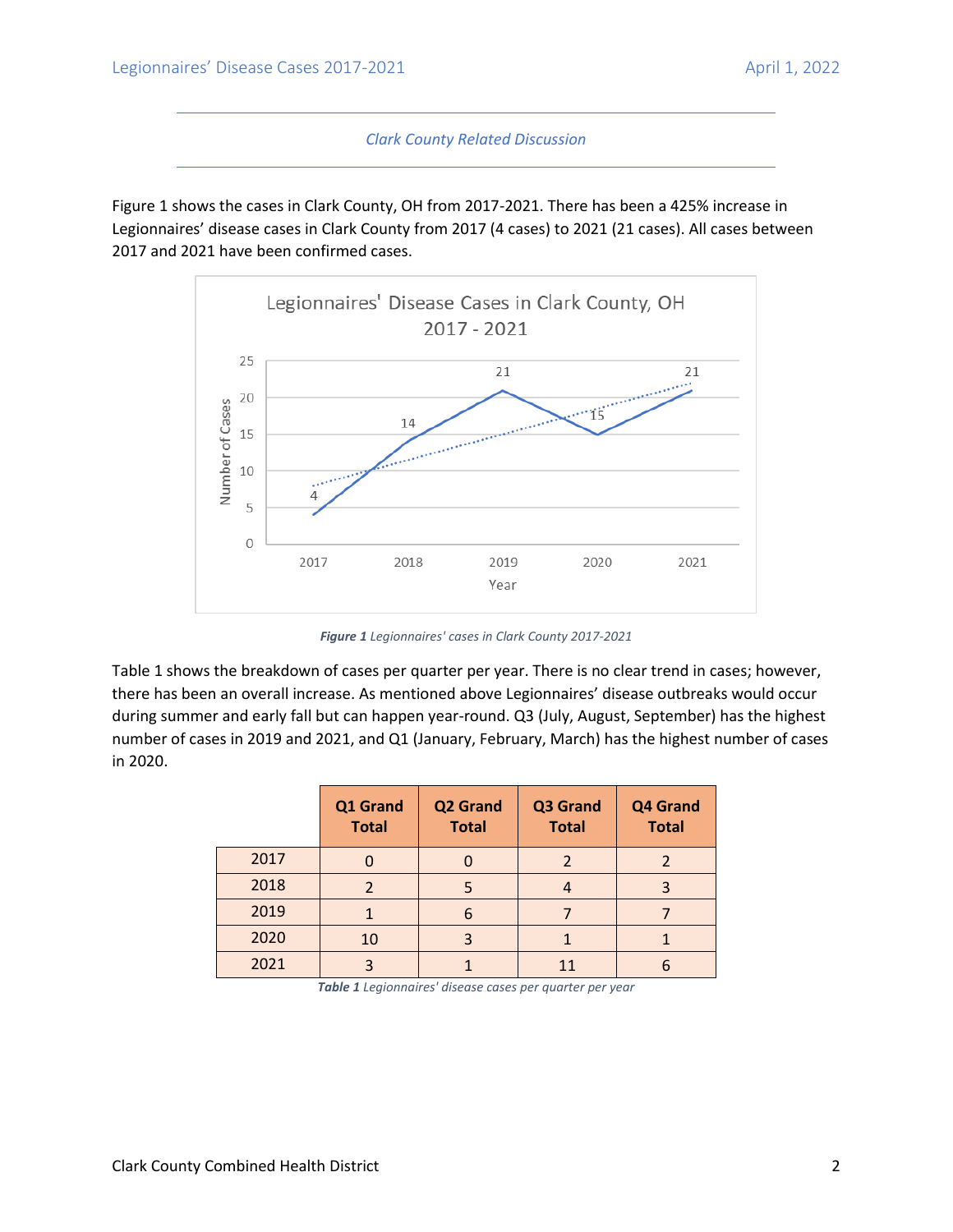*Clark County Related Discussion*

Figure 1 shows the cases in Clark County, OH from 2017-2021. There has been a 425% increase in Legionnaires' disease cases in Clark County from 2017 (4 cases) to 2021 (21 cases). All cases between 2017 and 2021 have been confirmed cases.

Legionnaires' Disease Cases in Clark County, OH
2017 - 2021

Number of Cases
25
20
15
10
5
0

4
14
21
15
21

2017
2018
2019
2020
2021
Year

***Figure 1*** *Legionnaires' cases in Clark County 2017-2021*

Table 1 shows the breakdown of cases per quarter per year. There is no clear trend in cases; however, there has been an overall increase. As mentioned above Legionnaires' disease outbreaks would occur during summer and early fall but can happen year-round. Q3 (July, August, September) has the highest number of cases in 2019 and 2021, and Q1 (January, February, March) has the highest number of cases in 2020.

| | Q1 Grand Total | Q2 Grand Total | Q3 Grand Total | Q4 Grand Total |
|---|---|---|---|---|
| 2017 | 0 | 0 | 2 | 2 |
| 2018 | 2 | 5 | 4 | 3 |
| 2019 | 1 | 6 | 7 | 7 |
| 2020 | 10 | 3 | 1 | 1 |
| 2021 | 3 | 1 | 11 | 6 |

***Table 1*** *Legionnaires' disease cases per quarter per year*